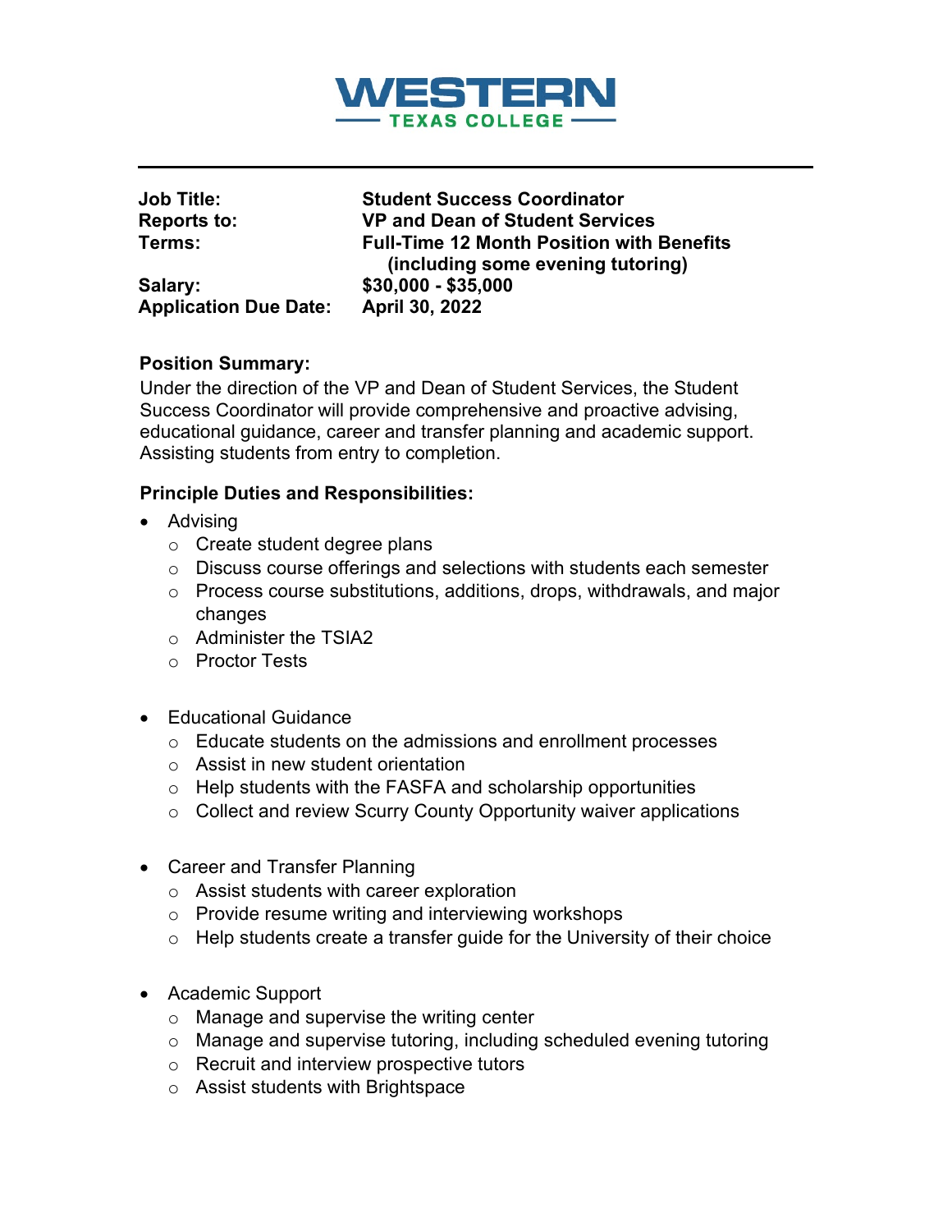# WESTERN TEXAS COLLEGE

| | |
|---|---|
| **Job Title:** | **Student Success Coordinator** |
| **Reports to:** | **VP and Dean of Student Services** |
| **Terms:** | **Full-Time 12 Month Position with Benefits (including some evening tutoring)** |
| **Salary:** | **$30,000 - $35,000** |
| **Application Due Date:** | **April 30, 2022** |

**Position Summary:**

Under the direction of the VP and Dean of Student Services, the Student Success Coordinator will provide comprehensive and proactive advising, educational guidance, career and transfer planning and academic support. Assisting students from entry to completion.

**Principle Duties and Responsibilities:**

- Advising
  - Create student degree plans
  - Discuss course offerings and selections with students each semester
  - Process course substitutions, additions, drops, withdrawals, and major changes
  - Administer the TSIA2
  - Proctor Tests

- Educational Guidance
  - Educate students on the admissions and enrollment processes
  - Assist in new student orientation
  - Help students with the FASFA and scholarship opportunities
  - Collect and review Scurry County Opportunity waiver applications

- Career and Transfer Planning
  - Assist students with career exploration
  - Provide resume writing and interviewing workshops
  - Help students create a transfer guide for the University of their choice

- Academic Support
  - Manage and supervise the writing center
  - Manage and supervise tutoring, including scheduled evening tutoring
  - Recruit and interview prospective tutors
  - Assist students with Brightspace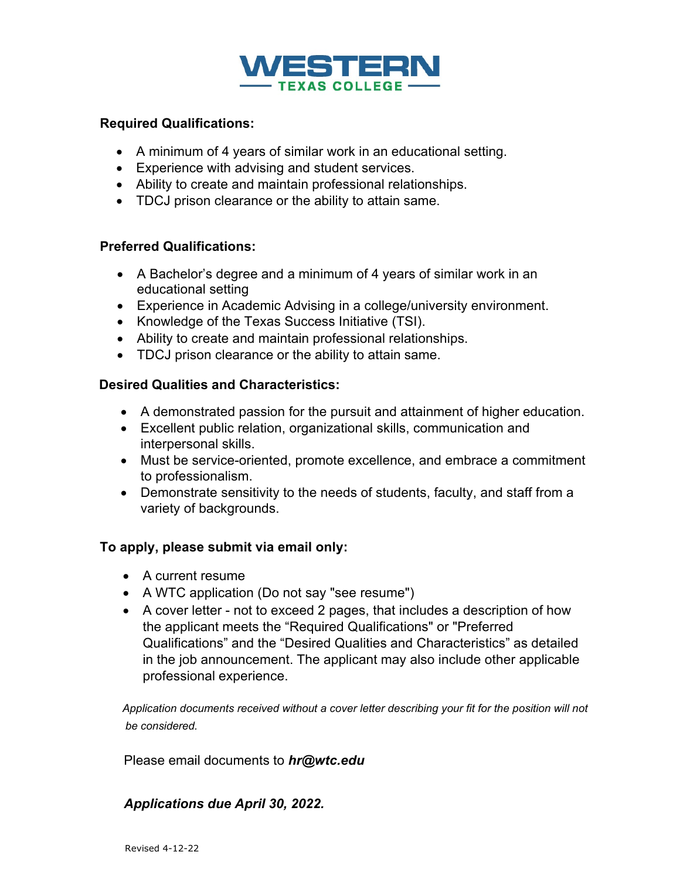**Required Qualifications:**

- A minimum of 4 years of similar work in an educational setting.
- Experience with advising and student services.
- Ability to create and maintain professional relationships.
- TDCJ prison clearance or the ability to attain same.

**Preferred Qualifications:**

- A Bachelor's degree and a minimum of 4 years of similar work in an educational setting
- Experience in Academic Advising in a college/university environment.
- Knowledge of the Texas Success Initiative (TSI).
- Ability to create and maintain professional relationships.
- TDCJ prison clearance or the ability to attain same.

**Desired Qualities and Characteristics:**

- A demonstrated passion for the pursuit and attainment of higher education.
- Excellent public relation, organizational skills, communication and interpersonal skills.
- Must be service-oriented, promote excellence, and embrace a commitment to professionalism.
- Demonstrate sensitivity to the needs of students, faculty, and staff from a variety of backgrounds.

**To apply, please submit via email only:**

- A current resume
- A WTC application (Do not say "see resume")
- A cover letter - not to exceed 2 pages, that includes a description of how the applicant meets the "Required Qualifications" or "Preferred Qualifications" and the "Desired Qualities and Characteristics" as detailed in the job announcement. The applicant may also include other applicable professional experience.

*Application documents received without a cover letter describing your fit for the position will not be considered.*

Please email documents to ***hr@wtc.edu***

***Applications due April 30, 2022.***

Revised 4-12-22